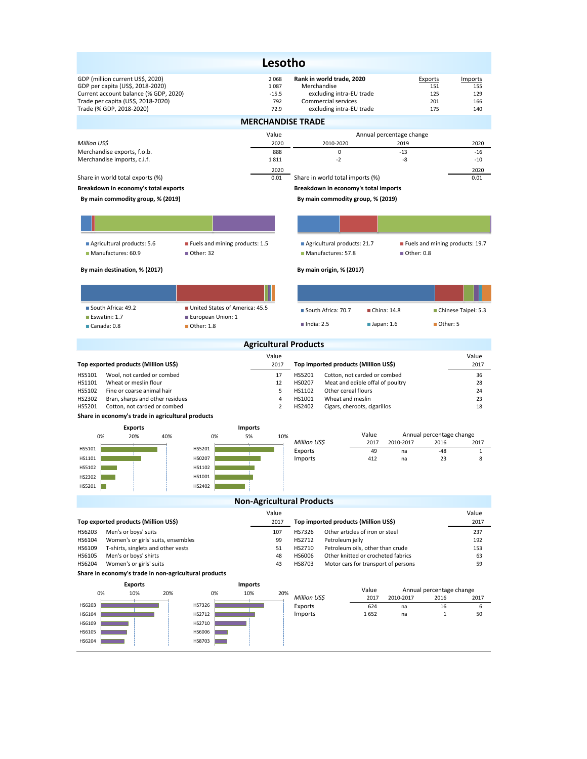# Lesotho

| | |
|---|---|
| GDP (million current US$, 2020) | 2 068 |
| GDP per capita (US$, 2018-2020) | 1 087 |
| Current account balance (% GDP, 2020) | -15.5 |
| Trade per capita (US$, 2018-2020) | 792 |
| Trade (% GDP, 2018-2020) | 72.9 |

| Rank in world trade, 2020 | Exports | Imports |
|---|---|---|
| Merchandise | 151 | 155 |
| excluding intra-EU trade | 125 | 129 |
| Commercial services | 201 | 166 |
| excluding intra-EU trade | 175 | 140 |

## MERCHANDISE TRADE

| Million US$ | Value 2020 | Annual percentage change 2010-2020 | 2019 | 2020 |
|---|---|---|---|---|
| Merchandise exports, f.o.b. | 888 | 0 | -13 | -16 |
| Merchandise imports, c.i.f. | 1 811 | -2 | -8 | -10 |

| | 2020 | | 2020 |
|---|---|---|---|
| Share in world total exports (%) | 0.01 | Share in world total imports (%) | 0.01 |

**Breakdown in economy's total exports**

**By main commodity group, % (2019)**

- Agricultural products: 5.6
- Fuels and mining products: 1.5
- Manufactures: 60.9
- Other: 32

**By main destination, % (2017)**

- South Africa: 49.2
- United States of America: 45.5
- Eswatini: 1.7
- European Union: 1
- Canada: 0.8
- Other: 1.8

**Breakdown in economy's total imports**

**By main commodity group, % (2019)**

- Agricultural products: 21.7
- Fuels and mining products: 19.7
- Manufactures: 57.8
- Other: 0.8

**By main origin, % (2017)**

- South Africa: 70.7
- China: 14.8
- Chinese Taipei: 5.3
- India: 2.5
- Japan: 1.6
- Other: 5

## Agricultural Products

| Top exported products (Million US$) | | Value 2017 |
|---|---|---|
| HS5101 | Wool, not carded or combed | 17 |
| HS1101 | Wheat or meslin flour | 12 |
| HS5102 | Fine or coarse animal hair | 5 |
| HS2302 | Bran, sharps and other residues | 4 |
| HS5201 | Cotton, not carded or combed | 2 |

| Top imported products (Million US$) | | Value 2017 |
|---|---|---|
| HS5201 | Cotton, not carded or combed | 36 |
| HS0207 | Meat and edible offal of poultry | 28 |
| HS1102 | Other cereal flours | 24 |
| HS1001 | Wheat and meslin | 23 |
| HS2402 | Cigars, cheroots, cigarillos | 18 |

**Share in economy's trade in agricultural products**

| Million US$ | Value 2017 | Annual percentage change 2010-2017 | 2016 | 2017 |
|---|---|---|---|---|
| Exports | 49 | na | -48 | 1 |
| Imports | 412 | na | 23 | 8 |

## Non-Agricultural Products

| Top exported products (Million US$) | | Value 2017 |
|---|---|---|
| HS6203 | Men's or boys' suits | 107 |
| HS6104 | Women's or girls' suits, ensembles | 99 |
| HS6109 | T-shirts, singlets and other vests | 51 |
| HS6105 | Men's or boys' shirts | 48 |
| HS6204 | Women's or girls' suits | 43 |

| Top imported products (Million US$) | | Value 2017 |
|---|---|---|
| HS7326 | Other articles of iron or steel | 237 |
| HS2712 | Petroleum jelly | 192 |
| HS2710 | Petroleum oils, other than crude | 153 |
| HS6006 | Other knitted or crocheted fabrics | 63 |
| HS8703 | Motor cars for transport of persons | 59 |

**Share in economy's trade in non-agricultural products**

| Million US$ | Value 2017 | Annual percentage change 2010-2017 | 2016 | 2017 |
|---|---|---|---|---|
| Exports | 624 | na | 16 | 6 |
| Imports | 1 652 | na | 1 | 50 |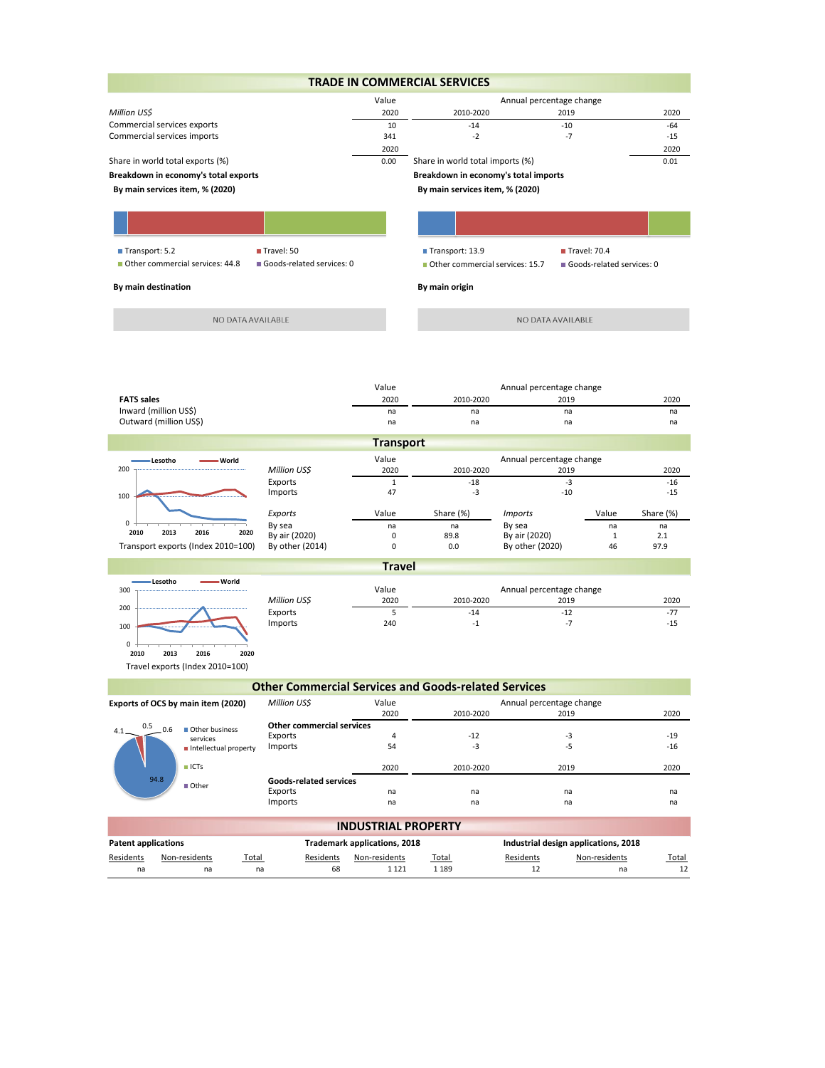## TRADE IN COMMERCIAL SERVICES

| Million US$ | Value 2020 | Annual percentage change 2010-2020 | 2019 | 2020 |
|---|---|---|---|---|
| Commercial services exports | 10 | -14 | -10 | -64 |
| Commercial services imports | 341 | -2 | -7 | -15 |

| | 2020 | | 2020 |
|---|---|---|---|
| Share in world total exports (%) | 0.00 | Share in world total imports (%) | 0.01 |

**Breakdown in economy's total exports**

**By main services item, % (2020)**

Transport: 5.2
Travel: 50
Other commercial services: 44.8
Goods-related services: 0

**Breakdown in economy's total imports**

**By main services item, % (2020)**

Transport: 13.9
Travel: 70.4
Other commercial services: 15.7
Goods-related services: 0

**By main destination**

NO DATA AVAILABLE

**By main origin**

NO DATA AVAILABLE

| FATS sales | Value 2020 | Annual percentage change 2010-2020 | 2019 | 2020 |
|---|---|---|---|---|
| Inward (million US$) | na | na | na | na |
| Outward (million US$) | na | na | na | na |

## Transport

Lesotho
World
200
100
0
2010
2013
2016
2020
Transport exports (Index 2010=100)

| Million US$ | Value 2020 | Annual percentage change 2010-2020 | 2019 | 2020 |
|---|---|---|---|---|
| Exports | 1 | -18 | -3 | -16 |
| Imports | 47 | -3 | -10 | -15 |

| Exports | Value | Share (%) | Imports | Value | Share (%) |
|---|---|---|---|---|---|
| By sea | na | na | By sea | na | na |
| By air (2020) | 0 | 89.8 | By air (2020) | 1 | 2.1 |
| By other (2014) | 0 | 0.0 | By other (2020) | 46 | 97.9 |

## Travel

Lesotho
World
300
200
100
0
2010
2013
2016
2020
Travel exports (Index 2010=100)

| Million US$ | Value 2020 | Annual percentage change 2010-2020 | 2019 | 2020 |
|---|---|---|---|---|
| Exports | 5 | -14 | -12 | -77 |
| Imports | 240 | -1 | -7 | -15 |

## Other Commercial Services and Goods-related Services

**Exports of OCS by main item (2020)**

4.1
0.5
0.6
94.8
Other business services
Intellectual property
ICTs
Other

| Million US$ | Value 2020 | Annual percentage change 2010-2020 | 2019 | 2020 |
|---|---|---|---|---|
| **Other commercial services** | | | | |
| Exports | 4 | -12 | -3 | -19 |
| Imports | 54 | -3 | -5 | -16 |
| | 2020 | 2010-2020 | 2019 | 2020 |
| **Goods-related services** | | | | |
| Exports | na | na | na | na |
| Imports | na | na | na | na |

## INDUSTRIAL PROPERTY

| Patent applications | | | Trademark applications, 2018 | | | Industrial design applications, 2018 | | |
|---|---|---|---|---|---|---|---|---|
| Residents | Non-residents | Total | Residents | Non-residents | Total | Residents | Non-residents | Total |
| na | na | na | 68 | 1 121 | 1 189 | 12 | na | 12 |